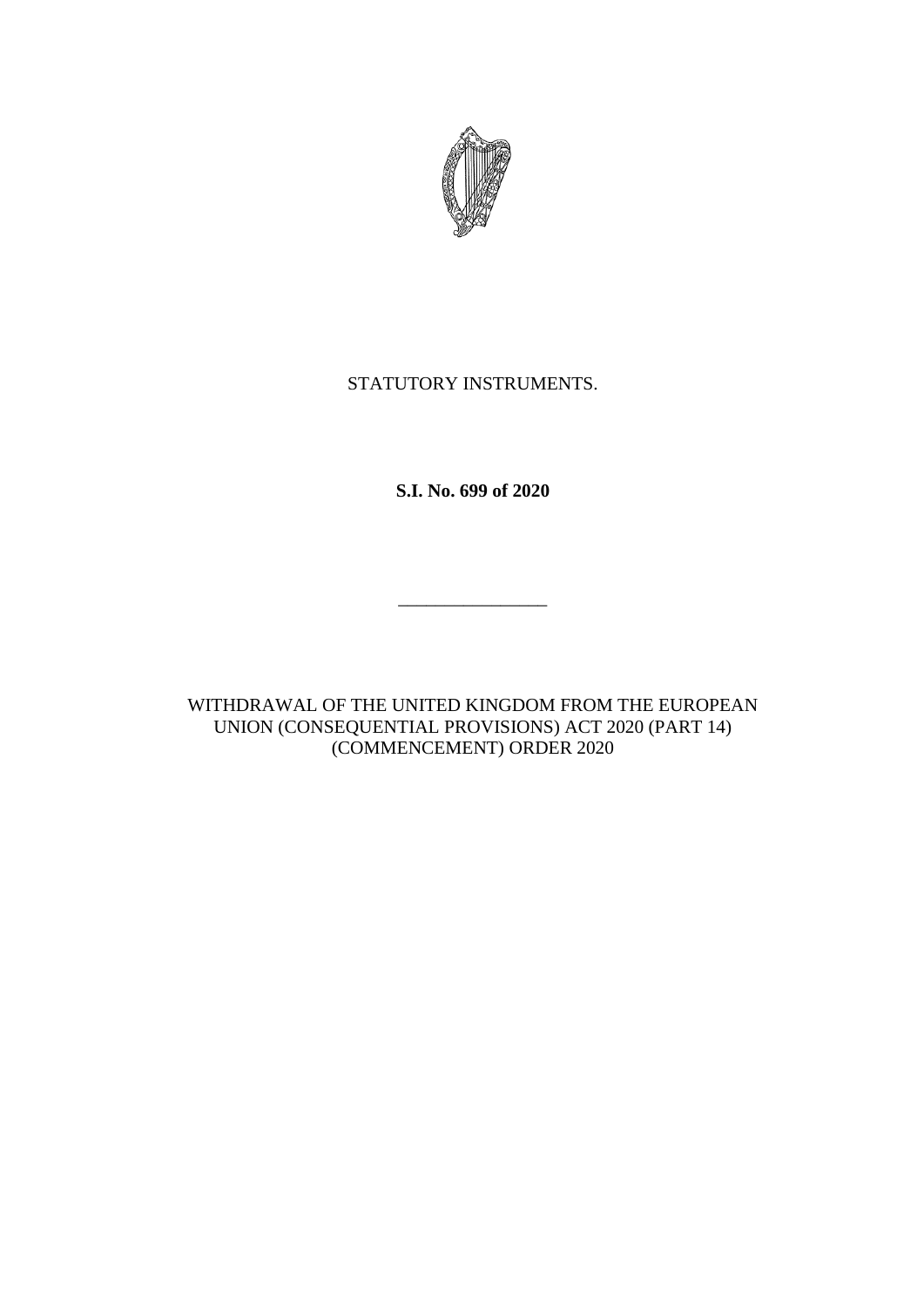STATUTORY INSTRUMENTS.

**S.I. No. 699 of 2020**

---

WITHDRAWAL OF THE UNITED KINGDOM FROM THE EUROPEAN UNION (CONSEQUENTIAL PROVISIONS) ACT 2020 (PART 14) (COMMENCEMENT) ORDER 2020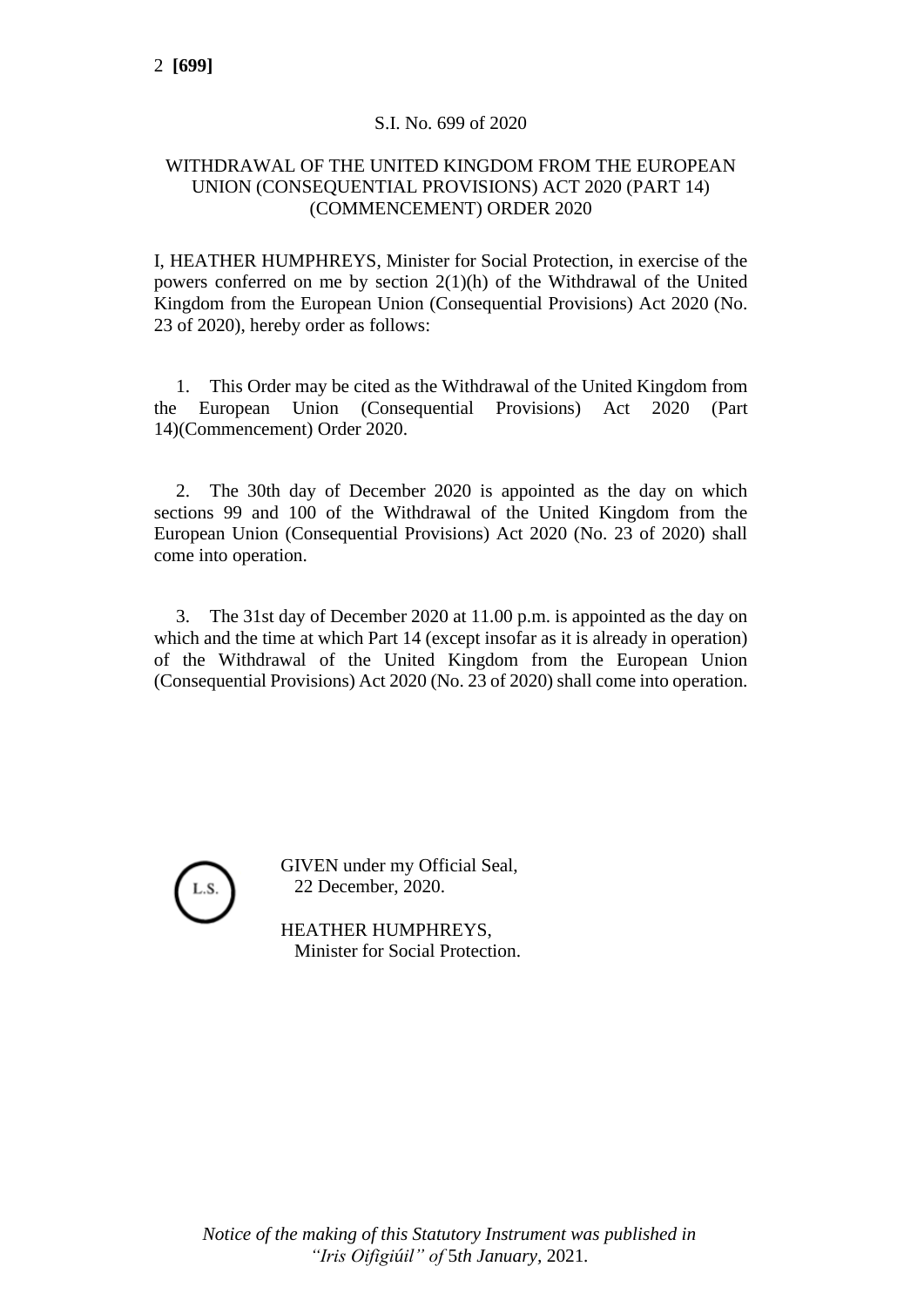S.I. No. 699 of 2020

WITHDRAWAL OF THE UNITED KINGDOM FROM THE EUROPEAN UNION (CONSEQUENTIAL PROVISIONS) ACT 2020 (PART 14) (COMMENCEMENT) ORDER 2020

I, HEATHER HUMPHREYS, Minister for Social Protection, in exercise of the powers conferred on me by section 2(1)(h) of the Withdrawal of the United Kingdom from the European Union (Consequential Provisions) Act 2020 (No. 23 of 2020), hereby order as follows:

1. This Order may be cited as the Withdrawal of the United Kingdom from the European Union (Consequential Provisions) Act 2020 (Part 14)(Commencement) Order 2020.

2. The 30th day of December 2020 is appointed as the day on which sections 99 and 100 of the Withdrawal of the United Kingdom from the European Union (Consequential Provisions) Act 2020 (No. 23 of 2020) shall come into operation.

3. The 31st day of December 2020 at 11.00 p.m. is appointed as the day on which and the time at which Part 14 (except insofar as it is already in operation) of the Withdrawal of the United Kingdom from the European Union (Consequential Provisions) Act 2020 (No. 23 of 2020) shall come into operation.

L.S.

GIVEN under my Official Seal,
22 December, 2020.

HEATHER HUMPHREYS,
Minister for Social Protection.

*Notice of the making of this Statutory Instrument was published in "Iris Oifigiúil" of 5th January, 2021.*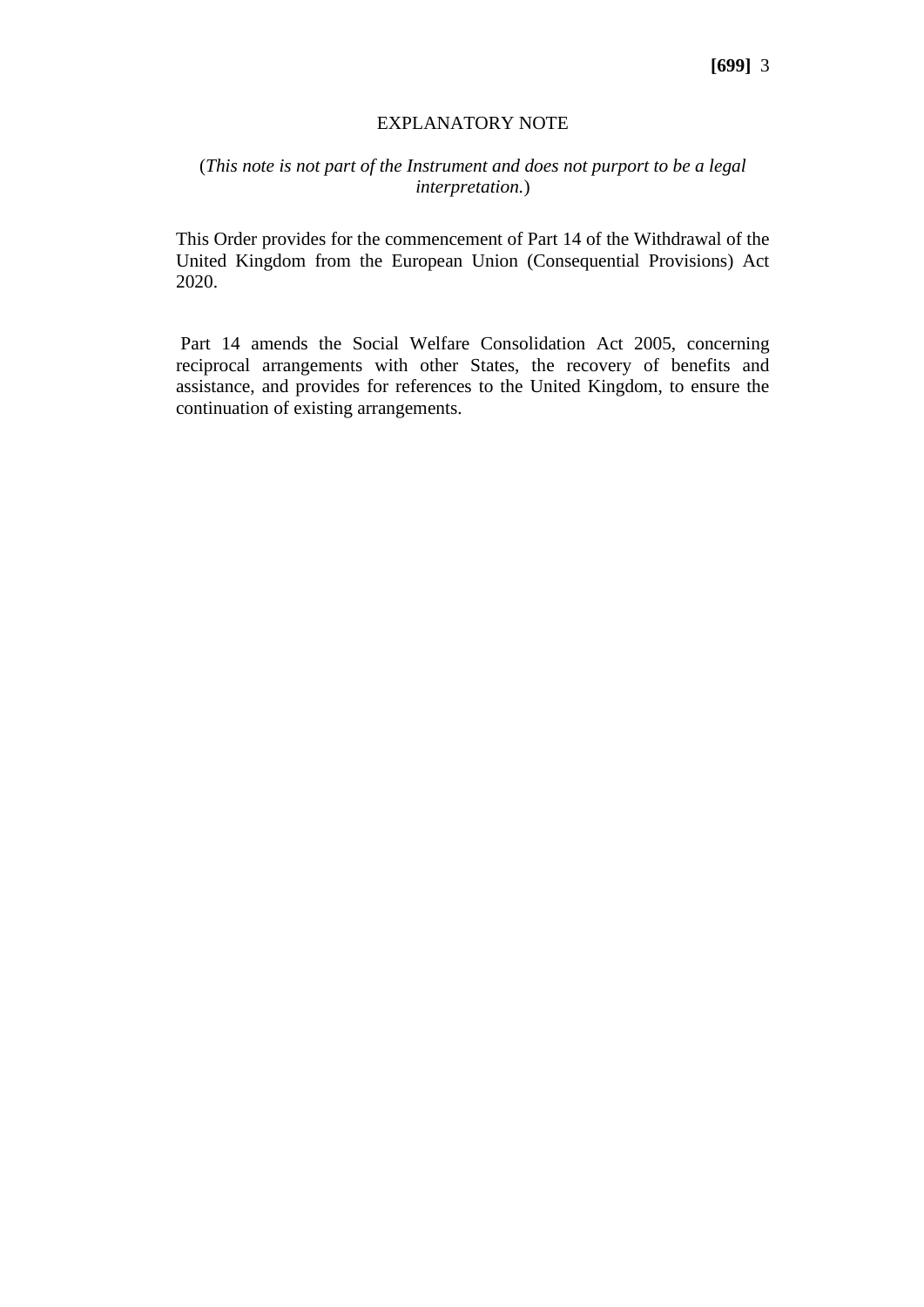## EXPLANATORY NOTE

(*This note is not part of the Instrument and does not purport to be a legal interpretation.*)

This Order provides for the commencement of Part 14 of the Withdrawal of the United Kingdom from the European Union (Consequential Provisions) Act 2020.

Part 14 amends the Social Welfare Consolidation Act 2005, concerning reciprocal arrangements with other States, the recovery of benefits and assistance, and provides for references to the United Kingdom, to ensure the continuation of existing arrangements.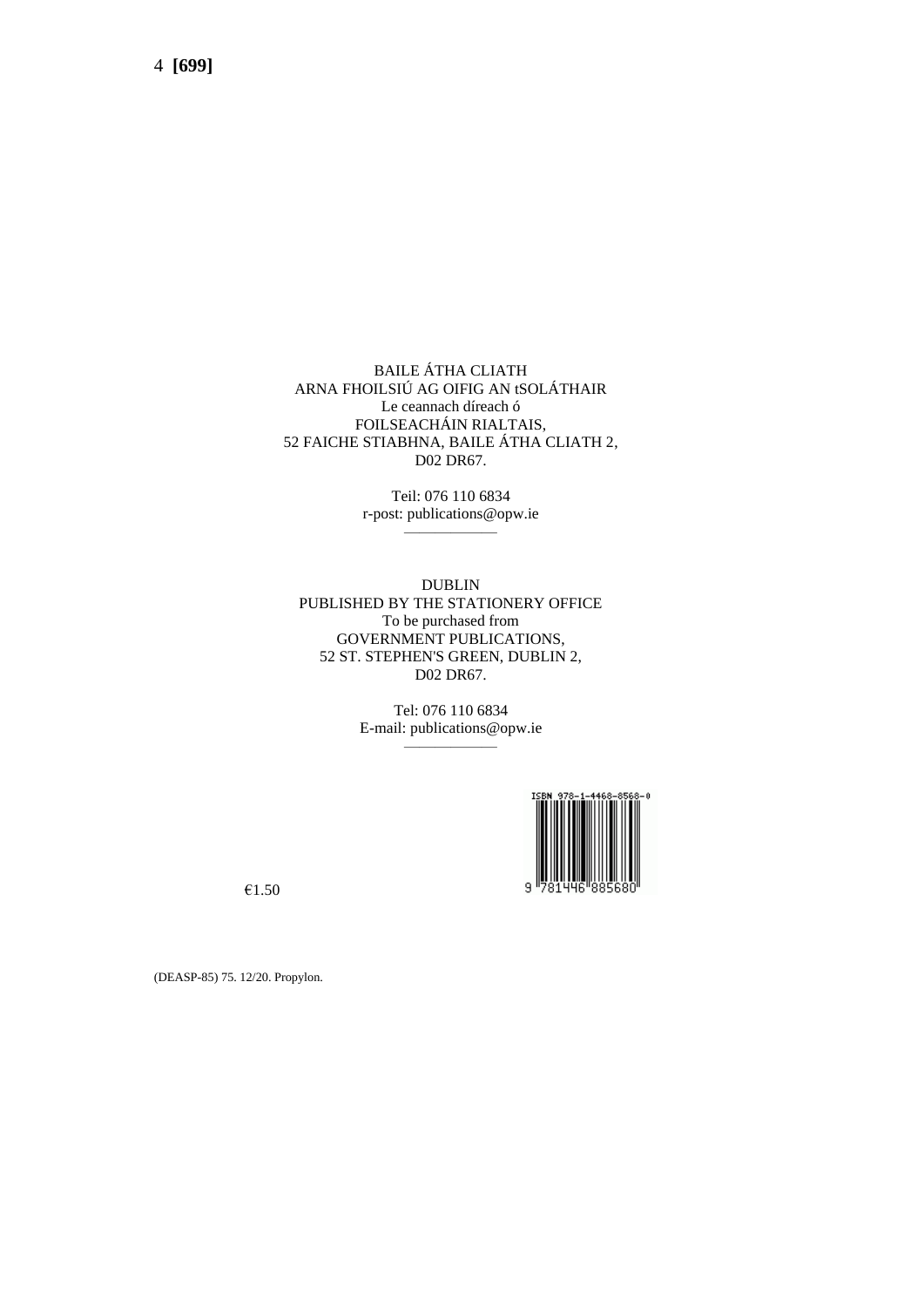BAILE ÁTHA CLIATH
ARNA FHOILSIÚ AG OIFIG AN tSOLÁTHAIR
Le ceannach díreach ó
FOILSEACHÁIN RIALTAIS,
52 FAICHE STIABHNA, BAILE ÁTHA CLIATH 2,
D02 DR67.

Teil: 076 110 6834
r-post: publications@opw.ie

---

DUBLIN
PUBLISHED BY THE STATIONERY OFFICE
To be purchased from
GOVERNMENT PUBLICATIONS,
52 ST. STEPHEN'S GREEN, DUBLIN 2,
D02 DR67.

Tel: 076 110 6834
E-mail: publications@opw.ie

---

ISBN 978-1-4468-8568-0

9 781446 885680

€1.50

(DEASP-85) 75. 12/20. Propylon.